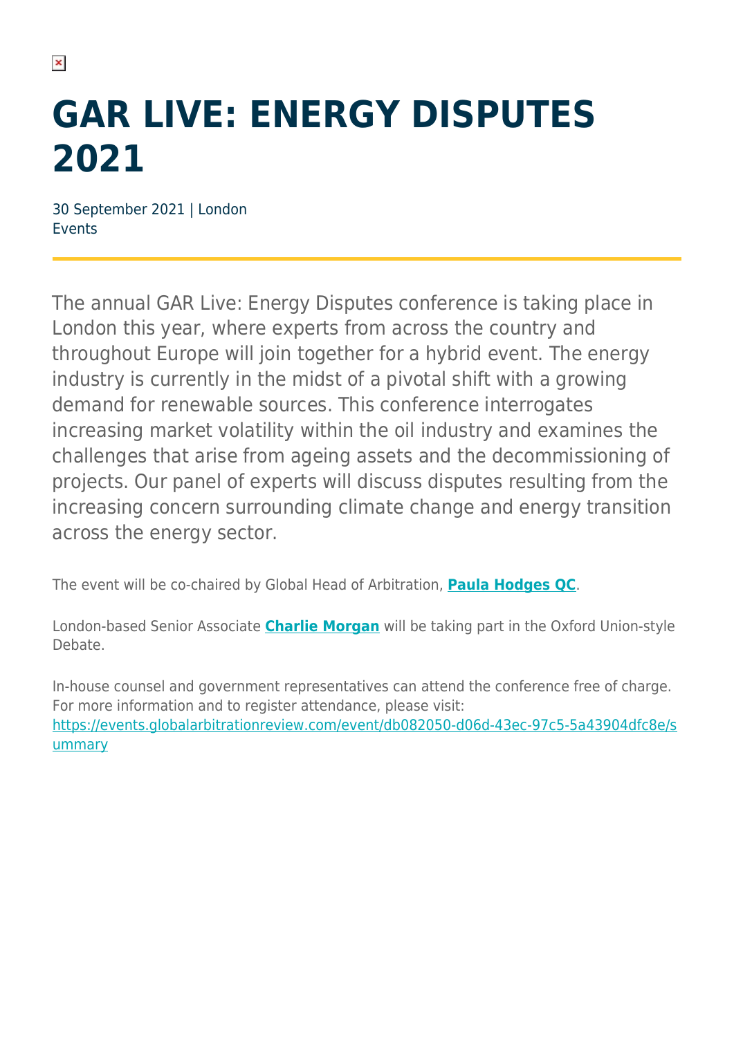# GAR LIVE: ENERGY DISPUTES 2021

30 September 2021 | London
Events

The annual GAR Live: Energy Disputes conference is taking place in London this year, where experts from across the country and throughout Europe will join together for a hybrid event. The energy industry is currently in the midst of a pivotal shift with a growing demand for renewable sources. This conference interrogates increasing market volatility within the oil industry and examines the challenges that arise from ageing assets and the decommissioning of projects. Our panel of experts will discuss disputes resulting from the increasing concern surrounding climate change and energy transition across the energy sector.

The event will be co-chaired by Global Head of Arbitration, **Paula Hodges QC**.

London-based Senior Associate **Charlie Morgan** will be taking part in the Oxford Union-style Debate.

In-house counsel and government representatives can attend the conference free of charge. For more information and to register attendance, please visit: https://events.globalarbitrationreview.com/event/db082050-d06d-43ec-97c5-5a43904dfc8e/summary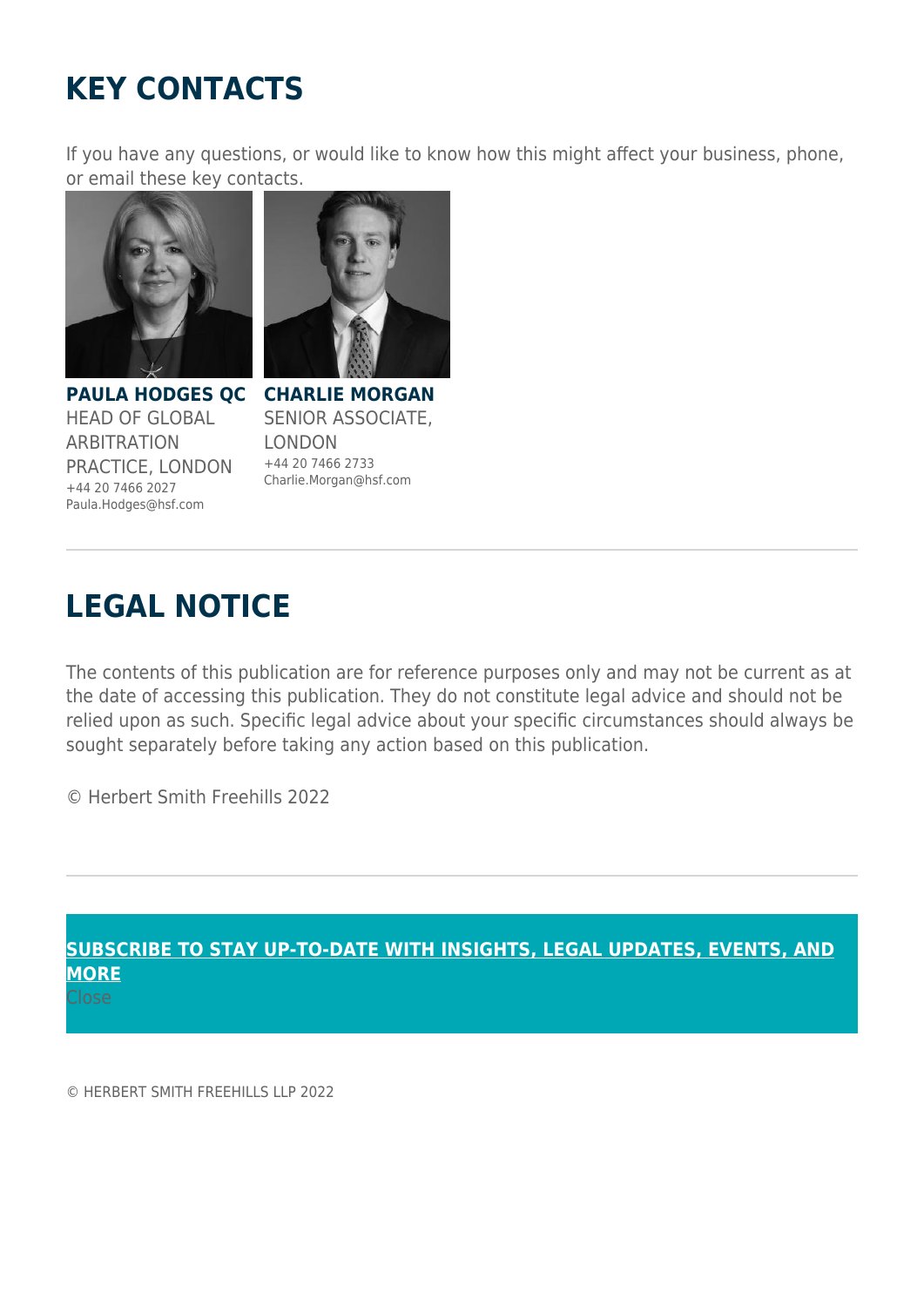## KEY CONTACTS

If you have any questions, or would like to know how this might affect your business, phone, or email these key contacts.

**PAULA HODGES QC**
HEAD OF GLOBAL ARBITRATION PRACTICE, LONDON
+44 20 7466 2027
Paula.Hodges@hsf.com

**CHARLIE MORGAN**
SENIOR ASSOCIATE, LONDON
+44 20 7466 2733
Charlie.Morgan@hsf.com

---

## LEGAL NOTICE

The contents of this publication are for reference purposes only and may not be current as at the date of accessing this publication. They do not constitute legal advice and should not be relied upon as such. Specific legal advice about your specific circumstances should always be sought separately before taking any action based on this publication.

© Herbert Smith Freehills 2022

---

**SUBSCRIBE TO STAY UP-TO-DATE WITH INSIGHTS, LEGAL UPDATES, EVENTS, AND MORE**
Close

© HERBERT SMITH FREEHILLS LLP 2022